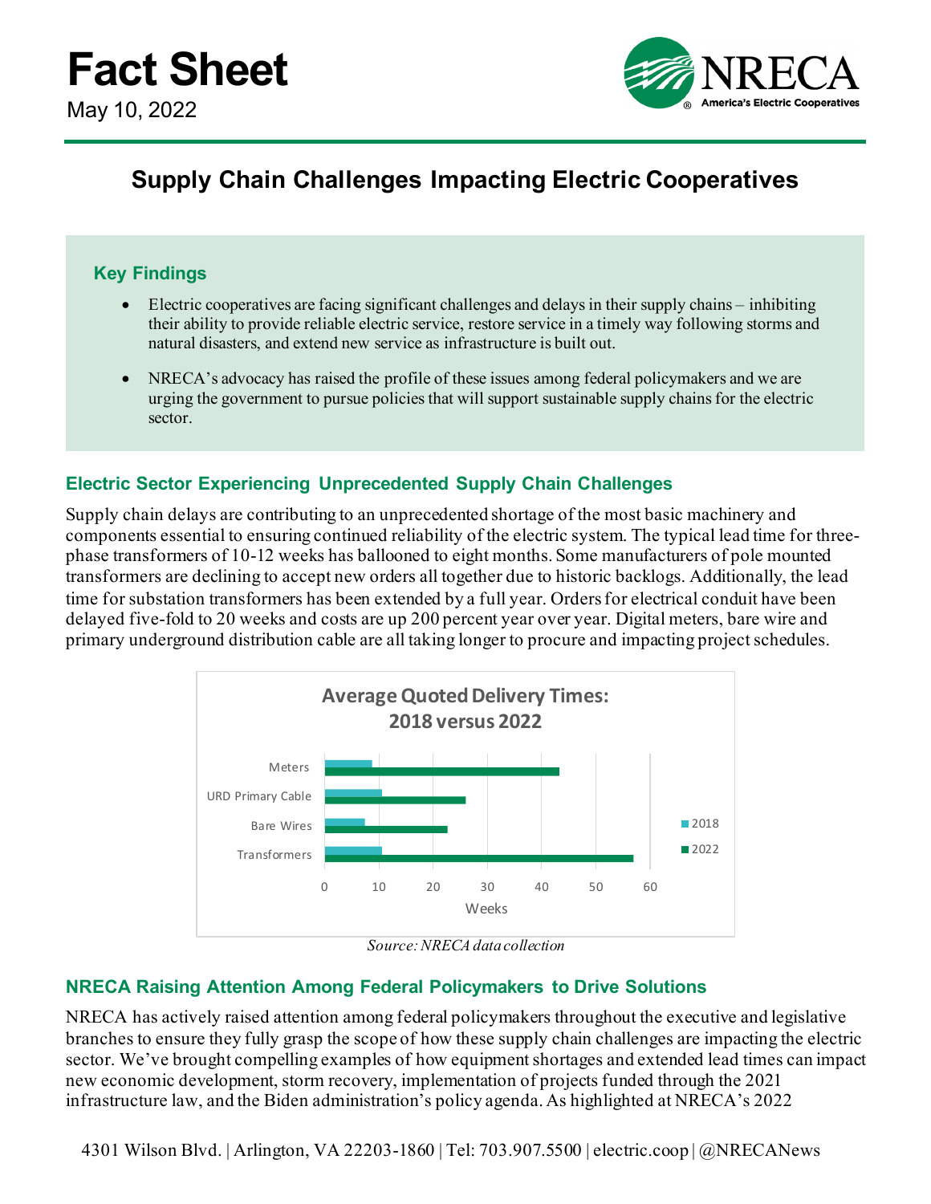# Fact Sheet

May 10, 2022

## Supply Chain Challenges Impacting Electric Cooperatives

### Key Findings

- Electric cooperatives are facing significant challenges and delays in their supply chains – inhibiting their ability to provide reliable electric service, restore service in a timely way following storms and natural disasters, and extend new service as infrastructure is built out.
- NRECA's advocacy has raised the profile of these issues among federal policymakers and we are urging the government to pursue policies that will support sustainable supply chains for the electric sector.

### Electric Sector Experiencing Unprecedented Supply Chain Challenges

Supply chain delays are contributing to an unprecedented shortage of the most basic machinery and components essential to ensuring continued reliability of the electric system. The typical lead time for three-phase transformers of 10-12 weeks has ballooned to eight months. Some manufacturers of pole mounted transformers are declining to accept new orders all together due to historic backlogs. Additionally, the lead time for substation transformers has been extended by a full year. Orders for electrical conduit have been delayed five-fold to 20 weeks and costs are up 200 percent year over year. Digital meters, bare wire and primary underground distribution cable are all taking longer to procure and impacting project schedules.

**Average Quoted Delivery Times: 2018 versus 2022**

| Item | 2018 (weeks) | 2022 (weeks) |
|---|---|---|
| Meters | ~9 | ~43 |
| URD Primary Cable | ~10.5 | ~26 |
| Bare Wires | ~7.5 | ~22.5 |
| Transformers | ~10.5 | ~57 |

*Source: NRECA data collection*

### NRECA Raising Attention Among Federal Policymakers to Drive Solutions

NRECA has actively raised attention among federal policymakers throughout the executive and legislative branches to ensure they fully grasp the scope of how these supply chain challenges are impacting the electric sector. We've brought compelling examples of how equipment shortages and extended lead times can impact new economic development, storm recovery, implementation of projects funded through the 2021 infrastructure law, and the Biden administration's policy agenda. As highlighted at NRECA's 2022

4301 Wilson Blvd. | Arlington, VA 22203-1860 | Tel: 703.907.5500 | electric.coop | @NRECANews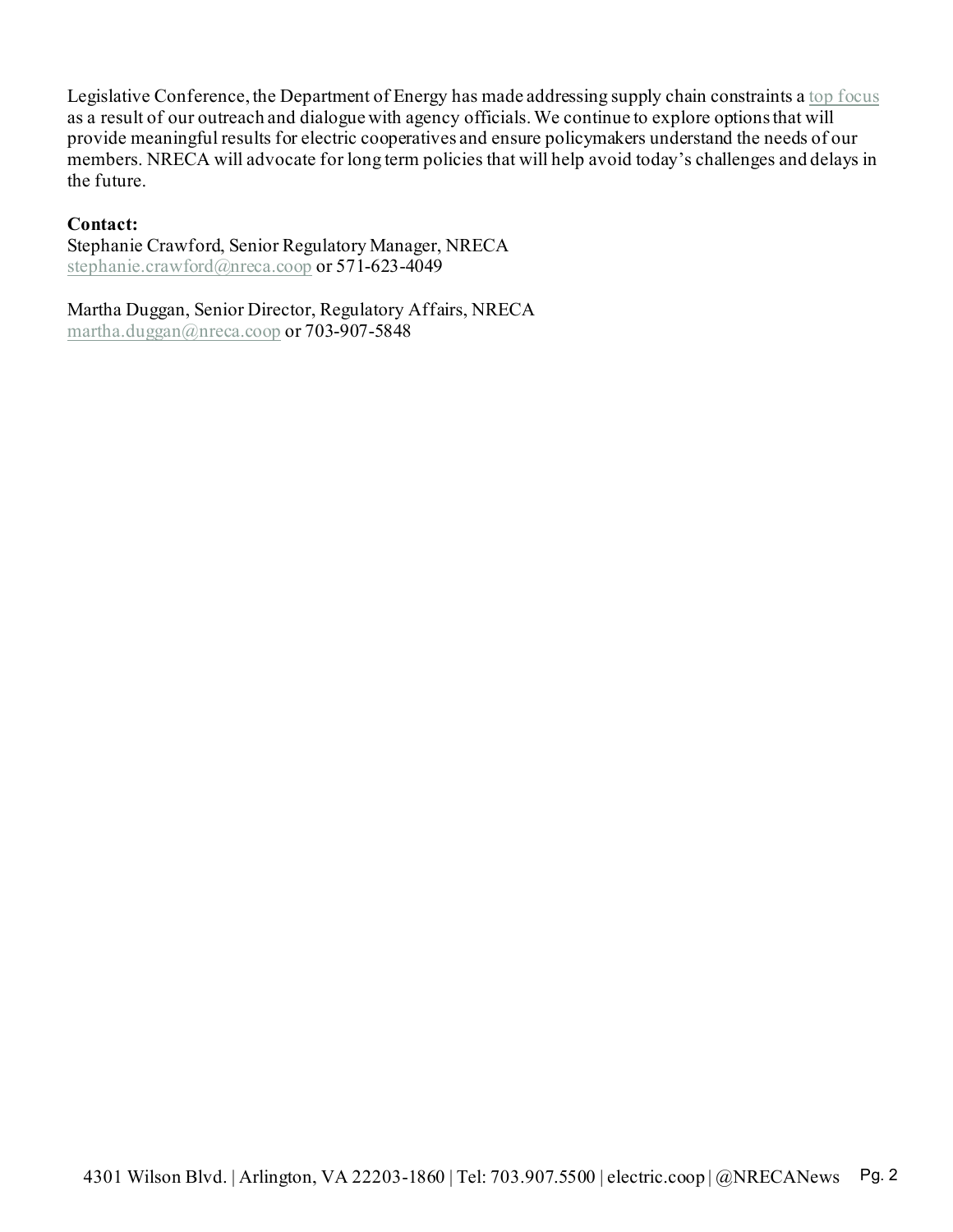Legislative Conference, the Department of Energy has made addressing supply chain constraints a top focus as a result of our outreach and dialogue with agency officials. We continue to explore options that will provide meaningful results for electric cooperatives and ensure policymakers understand the needs of our members. NRECA will advocate for long term policies that will help avoid today's challenges and delays in the future.

**Contact:**
Stephanie Crawford, Senior Regulatory Manager, NRECA
stephanie.crawford@nreca.coop or 571-623-4049

Martha Duggan, Senior Director, Regulatory Affairs, NRECA
martha.duggan@nreca.coop or 703-907-5848